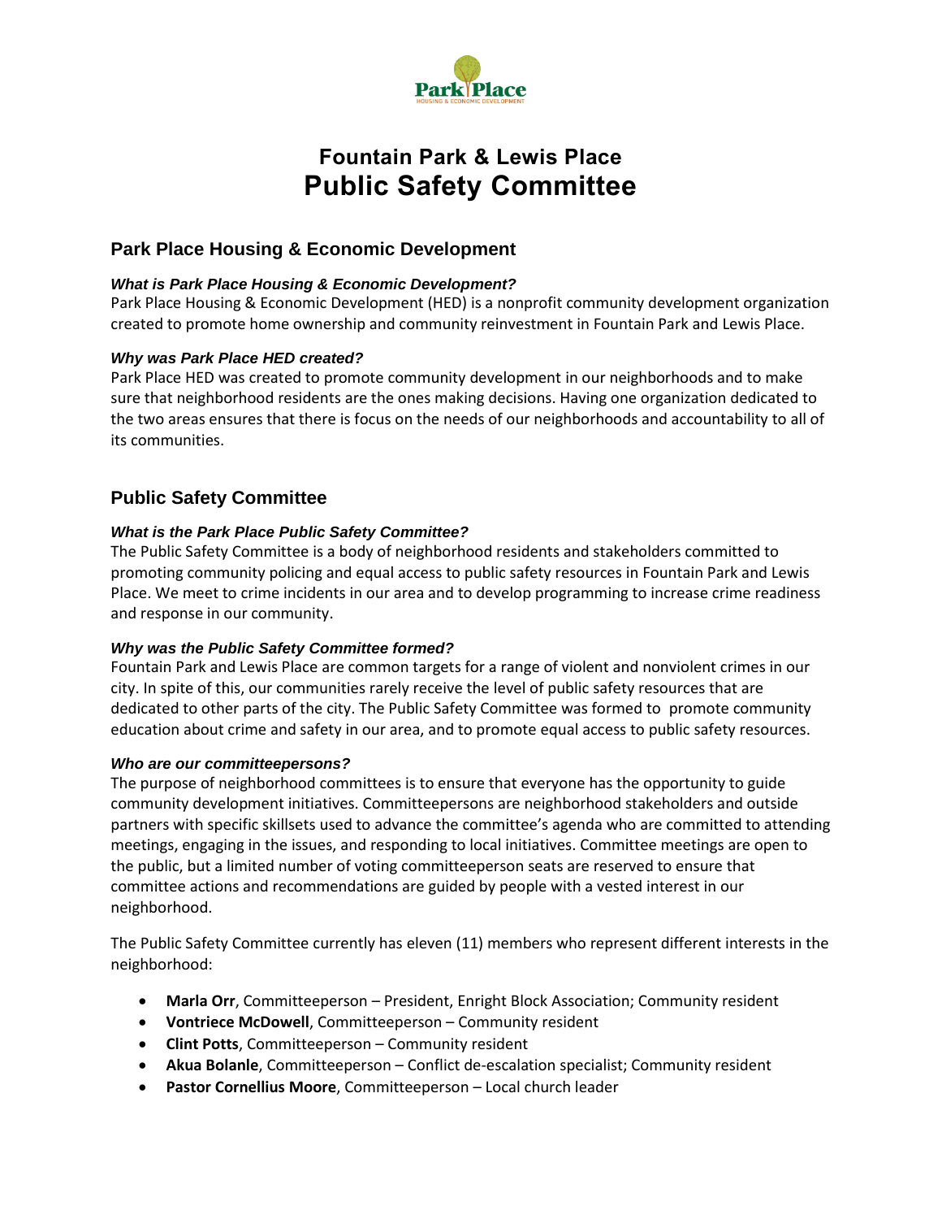# Fountain Park & Lewis Place
# Public Safety Committee

## Park Place Housing & Economic Development

### *What is Park Place Housing & Economic Development?*

Park Place Housing & Economic Development (HED) is a nonprofit community development organization created to promote home ownership and community reinvestment in Fountain Park and Lewis Place.

### *Why was Park Place HED created?*

Park Place HED was created to promote community development in our neighborhoods and to make sure that neighborhood residents are the ones making decisions. Having one organization dedicated to the two areas ensures that there is focus on the needs of our neighborhoods and accountability to all of its communities.

## Public Safety Committee

### *What is the Park Place Public Safety Committee?*

The Public Safety Committee is a body of neighborhood residents and stakeholders committed to promoting community policing and equal access to public safety resources in Fountain Park and Lewis Place. We meet to crime incidents in our area and to develop programming to increase crime readiness and response in our community.

### *Why was the Public Safety Committee formed?*

Fountain Park and Lewis Place are common targets for a range of violent and nonviolent crimes in our city. In spite of this, our communities rarely receive the level of public safety resources that are dedicated to other parts of the city. The Public Safety Committee was formed to promote community education about crime and safety in our area, and to promote equal access to public safety resources.

### *Who are our committeepersons?*

The purpose of neighborhood committees is to ensure that everyone has the opportunity to guide community development initiatives. Committeepersons are neighborhood stakeholders and outside partners with specific skillsets used to advance the committee's agenda who are committed to attending meetings, engaging in the issues, and responding to local initiatives. Committee meetings are open to the public, but a limited number of voting committeeperson seats are reserved to ensure that committee actions and recommendations are guided by people with a vested interest in our neighborhood.

The Public Safety Committee currently has eleven (11) members who represent different interests in the neighborhood:

- **Marla Orr**, Committeeperson – President, Enright Block Association; Community resident
- **Vontriece McDowell**, Committeeperson – Community resident
- **Clint Potts**, Committeeperson – Community resident
- **Akua Bolanle**, Committeeperson – Conflict de-escalation specialist; Community resident
- **Pastor Cornellius Moore**, Committeeperson – Local church leader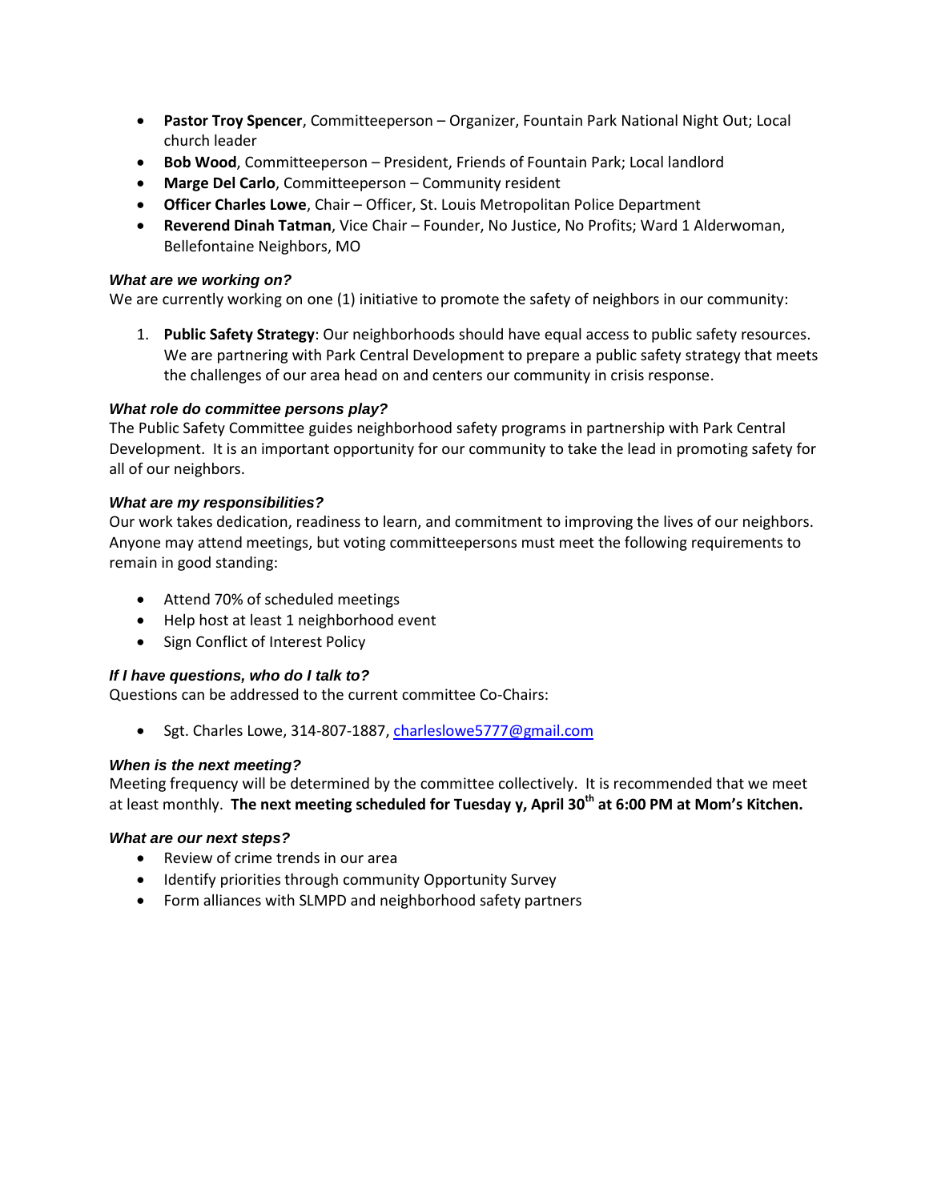- **Pastor Troy Spencer**, Committeeperson – Organizer, Fountain Park National Night Out; Local church leader
- **Bob Wood**, Committeeperson – President, Friends of Fountain Park; Local landlord
- **Marge Del Carlo**, Committeeperson – Community resident
- **Officer Charles Lowe**, Chair – Officer, St. Louis Metropolitan Police Department
- **Reverend Dinah Tatman**, Vice Chair – Founder, No Justice, No Profits; Ward 1 Alderwoman, Bellefontaine Neighbors, MO

### *What are we working on?*

We are currently working on one (1) initiative to promote the safety of neighbors in our community:

1. **Public Safety Strategy**: Our neighborhoods should have equal access to public safety resources. We are partnering with Park Central Development to prepare a public safety strategy that meets the challenges of our area head on and centers our community in crisis response.

### *What role do committee persons play?*

The Public Safety Committee guides neighborhood safety programs in partnership with Park Central Development. It is an important opportunity for our community to take the lead in promoting safety for all of our neighbors.

### *What are my responsibilities?*

Our work takes dedication, readiness to learn, and commitment to improving the lives of our neighbors. Anyone may attend meetings, but voting committeepersons must meet the following requirements to remain in good standing:

- Attend 70% of scheduled meetings
- Help host at least 1 neighborhood event
- Sign Conflict of Interest Policy

### *If I have questions, who do I talk to?*

Questions can be addressed to the current committee Co-Chairs:

- Sgt. Charles Lowe, 314-807-1887, charleslowe5777@gmail.com

### *When is the next meeting?*

Meeting frequency will be determined by the committee collectively. It is recommended that we meet at least monthly. **The next meeting scheduled for Tuesday y, April 30th at 6:00 PM at Mom's Kitchen.**

### *What are our next steps?*

- Review of crime trends in our area
- Identify priorities through community Opportunity Survey
- Form alliances with SLMPD and neighborhood safety partners